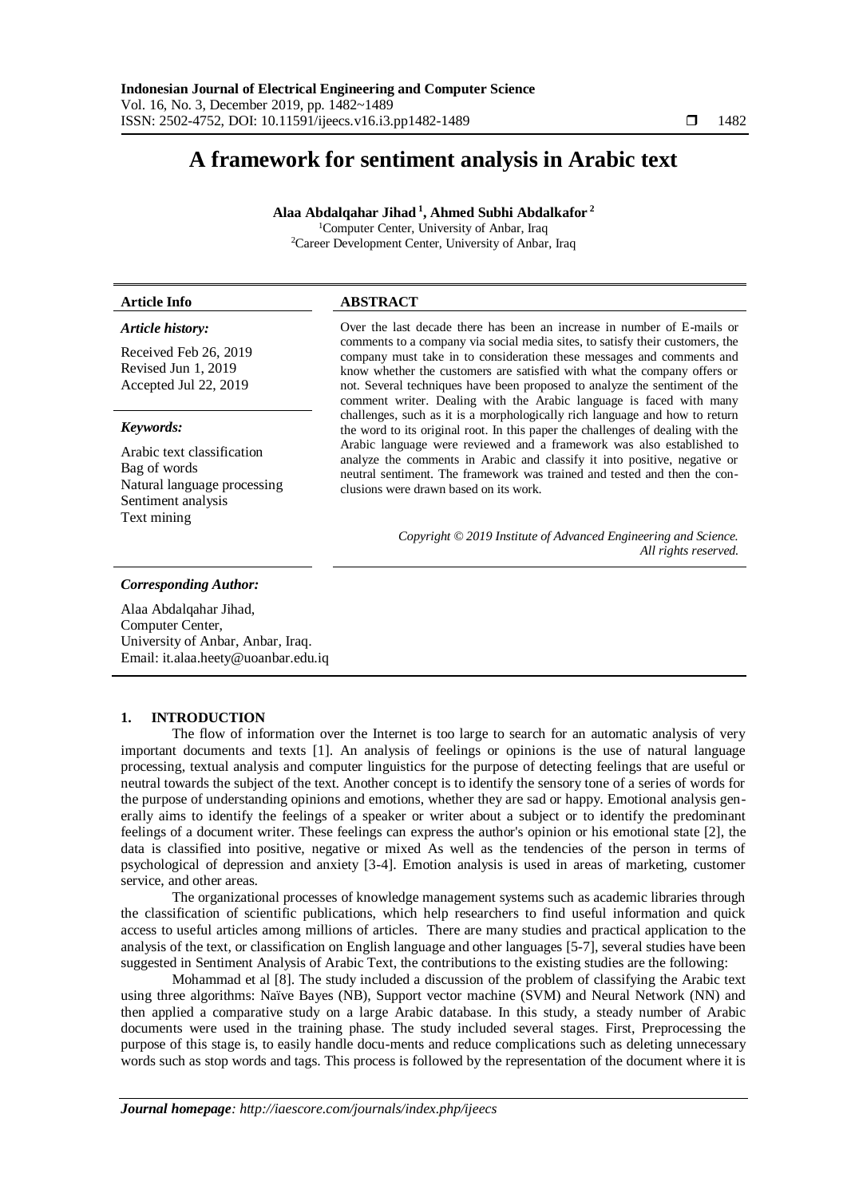# A framework for sentiment analysis in Arabic text

**Alaa Abdalqahar Jihad [1], Ahmed Subhi Abdalkafor [2]**

[1]Computer Center, University of Anbar, Iraq
[2]Career Development Center, University of Anbar, Iraq

| Article Info | ABSTRACT |
|---|---|
| ***Article history:*** <br> Received Feb 26, 2019 <br> Revised Jun 1, 2019 <br> Accepted Jul 22, 2019 | Over the last decade there has been an increase in number of E-mails or comments to a company via social media sites, to satisfy their customers, the company must take in to consideration these messages and comments and know whether the customers are satisfied with what the company offers or not. Several techniques have been proposed to analyze the sentiment of the comment writer. Dealing with the Arabic language is faced with many challenges, such as it is a morphologically rich language and how to return the word to its original root. In this paper the challenges of dealing with the Arabic language were reviewed and a framework was also established to analyze the comments in Arabic and classify it into positive, negative or neutral sentiment. The framework was trained and tested and then the conclusions were drawn based on its work. |
| ***Keywords:*** <br> Arabic text classification <br> Bag of words <br> Natural language processing <br> Sentiment analysis <br> Text mining | *Copyright © 2019 Institute of Advanced Engineering and Science. All rights reserved.* |

***Corresponding Author:***

Alaa Abdalqahar Jihad,
Computer Center,
University of Anbar, Anbar, Iraq.
Email: it.alaa.heety@uoanbar.edu.iq

## 1. INTRODUCTION

The flow of information over the Internet is too large to search for an automatic analysis of very important documents and texts [1]. An analysis of feelings or opinions is the use of natural language processing, textual analysis and computer linguistics for the purpose of detecting feelings that are useful or neutral towards the subject of the text. Another concept is to identify the sensory tone of a series of words for the purpose of understanding opinions and emotions, whether they are sad or happy. Emotional analysis generally aims to identify the feelings of a speaker or writer about a subject or to identify the predominant feelings of a document writer. These feelings can express the author's opinion or his emotional state [2], the data is classified into positive, negative or mixed As well as the tendencies of the person in terms of psychological of depression and anxiety [3-4]. Emotion analysis is used in areas of marketing, customer service, and other areas.

The organizational processes of knowledge management systems such as academic libraries through the classification of scientific publications, which help researchers to find useful information and quick access to useful articles among millions of articles. There are many studies and practical application to the analysis of the text, or classification on English language and other languages [5-7], several studies have been suggested in Sentiment Analysis of Arabic Text, the contributions to the existing studies are the following:

Mohammad et al [8]. The study included a discussion of the problem of classifying the Arabic text using three algorithms: Naïve Bayes (NB), Support vector machine (SVM) and Neural Network (NN) and then applied a comparative study on a large Arabic database. In this study, a steady number of Arabic documents were used in the training phase. The study included several stages. First, Preprocessing the purpose of this stage is, to easily handle docu-ments and reduce complications such as deleting unnecessary words such as stop words and tags. This process is followed by the representation of the document where it is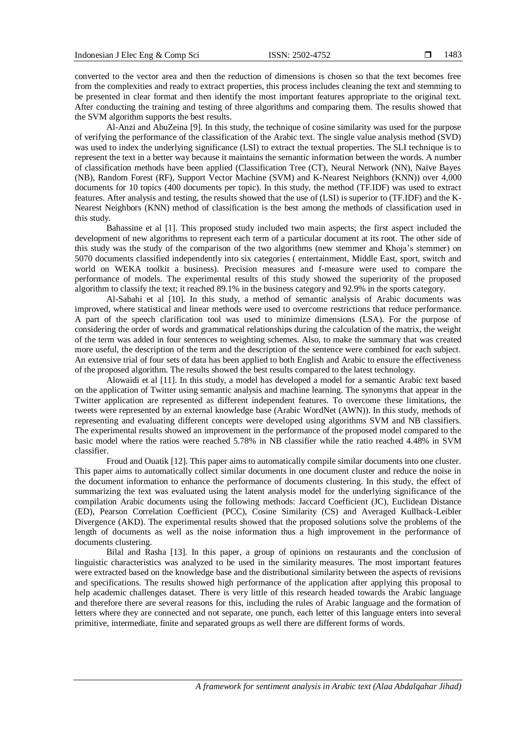converted to the vector area and then the reduction of dimensions is chosen so that the text becomes free from the complexities and ready to extract properties, this process includes cleaning the text and stemming to be presented in clear format and then identify the most important features appropriate to the original text. After conducting the training and testing of three algorithms and comparing them. The results showed that the SVM algorithm supports the best results.

Al-Anzi and AbuZeina [9]. In this study, the technique of cosine similarity was used for the purpose of verifying the performance of the classification of the Arabic text. The single value analysis method (SVD) was used to index the underlying significance (LSI) to extract the textual properties. The SLI technique is to represent the text in a better way because it maintains the semantic information between the words. A number of classification methods have been applied (Classification Tree (CT), Neural Network (NN), Naïve Bayes (NB), Random Forest (RF), Support Vector Machine (SVM) and K-Nearest Neighbors (KNN)) over 4,000 documents for 10 topics (400 documents per topic). In this study, the method (TF.IDF) was used to extract features. After analysis and testing, the results showed that the use of (LSI) is superior to (TF.IDF) and the K-Nearest Neighbors (KNN) method of classification is the best among the methods of classification used in this study.

Bahassine et al [1]. This proposed study included two main aspects; the first aspect included the development of new algorithms to represent each term of a particular document at its root. The other side of this study was the study of the comparison of the two algorithms (new stemmer and Khoja's stemmer) on 5070 documents classified independently into six categories ( entertainment, Middle East, sport, switch and world on WEKA toolkit a business). Precision measures and f-measure were used to compare the performance of models. The experimental results of this study showed the superiority of the proposed algorithm to classify the text; it reached 89.1% in the business category and 92.9% in the sports category.

Al-Sabahi et al [10]. In this study, a method of semantic analysis of Arabic documents was improved, where statistical and linear methods were used to overcome restrictions that reduce performance. A part of the speech clarification tool was used to minimize dimensions (LSA). For the purpose of considering the order of words and grammatical relationships during the calculation of the matrix, the weight of the term was added in four sentences to weighting schemes. Also, to make the summary that was created more useful, the description of the term and the description of the sentence were combined for each subject. An extensive trial of four sets of data has been applied to both English and Arabic to ensure the effectiveness of the proposed algorithm. The results showed the best results compared to the latest technology.

Alowaidi et al [11]. In this study, a model has developed a model for a semantic Arabic text based on the application of Twitter using semantic analysis and machine learning. The synonyms that appear in the Twitter application are represented as different independent features. To overcome these limitations, the tweets were represented by an external knowledge base (Arabic WordNet (AWN)). In this study, methods of representing and evaluating different concepts were developed using algorithms SVM and NB classifiers. The experimental results showed an improvement in the performance of the proposed model compared to the basic model where the ratios were reached 5.78% in NB classifier while the ratio reached 4.48% in SVM classifier.

Froud and Ouatik [12]. This paper aims to automatically compile similar documents into one cluster. This paper aims to automatically collect similar documents in one document cluster and reduce the noise in the document information to enhance the performance of documents clustering. In this study, the effect of summarizing the text was evaluated using the latent analysis model for the underlying significance of the compilation Arabic documents using the following methods: Jaccard Coefficient (JC), Euclidean Distance (ED), Pearson Correlation Coefficient (PCC), Cosine Similarity (CS) and Averaged Kullback-Leibler Divergence (AKD). The experimental results showed that the proposed solutions solve the problems of the length of documents as well as the noise information thus a high improvement in the performance of documents clustering.

Bilal and Rasha [13]. In this paper, a group of opinions on restaurants and the conclusion of linguistic characteristics was analyzed to be used in the similarity measures. The most important features were extracted based on the knowledge base and the distributional similarity between the aspects of revisions and specifications. The results showed high performance of the application after applying this proposal to help academic challenges dataset. There is very little of this research headed towards the Arabic language and therefore there are several reasons for this, including the rules of Arabic language and the formation of letters where they are connected and not separate, one punch, each letter of this language enters into several primitive, intermediate, finite and separated groups as well there are different forms of words.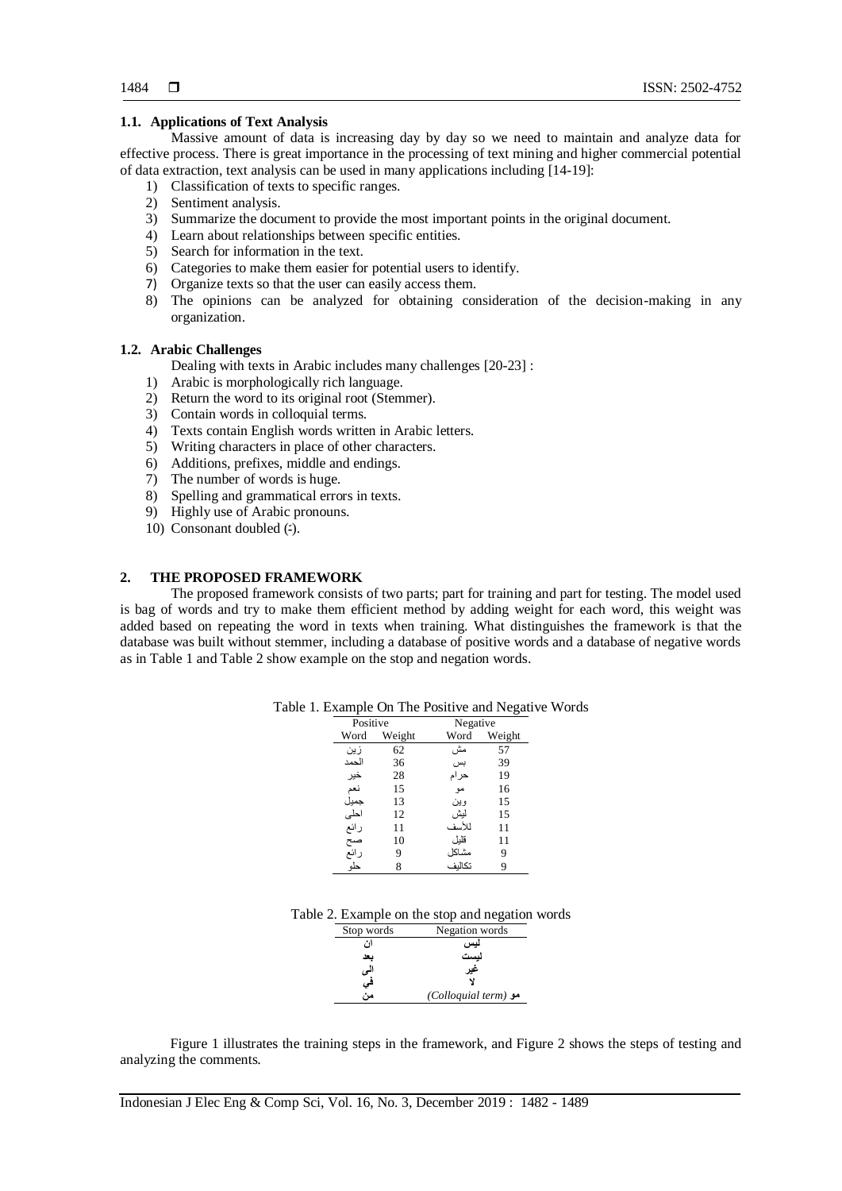### 1.1. Applications of Text Analysis

Massive amount of data is increasing day by day so we need to maintain and analyze data for effective process. There is great importance in the processing of text mining and higher commercial potential of data extraction, text analysis can be used in many applications including [14-19]:

1) Classification of texts to specific ranges.
2) Sentiment analysis.
3) Summarize the document to provide the most important points in the original document.
4) Learn about relationships between specific entities.
5) Search for information in the text.
6) Categories to make them easier for potential users to identify.
7) Organize texts so that the user can easily access them.
8) The opinions can be analyzed for obtaining consideration of the decision-making in any organization.

### 1.2. Arabic Challenges

Dealing with texts in Arabic includes many challenges [20-23] :

1) Arabic is morphologically rich language.
2) Return the word to its original root (Stemmer).
3) Contain words in colloquial terms.
4) Texts contain English words written in Arabic letters.
5) Writing characters in place of other characters.
6) Additions, prefixes, middle and endings.
7) The number of words is huge.
8) Spelling and grammatical errors in texts.
9) Highly use of Arabic pronouns.
10) Consonant doubled (ّ).

## 2. THE PROPOSED FRAMEWORK

The proposed framework consists of two parts; part for training and part for testing. The model used is bag of words and try to make them efficient method by adding weight for each word, this weight was added based on repeating the word in texts when training. What distinguishes the framework is that the database was built without stemmer, including a database of positive words and a database of negative words as in Table 1 and Table 2 show example on the stop and negation words.

Table 1. Example On The Positive and Negative Words

| Positive | | Negative | |
|---|---|---|---|
| Word | Weight | Word | Weight |
| زين | 62 | مش | 57 |
| الحمد | 36 | بس | 39 |
| خير | 28 | حرام | 19 |
| نعم | 15 | مو | 16 |
| جميل | 13 | وين | 15 |
| احلى | 12 | ليش | 15 |
| رائع | 11 | للأسف | 11 |
| صح | 10 | قليل | 11 |
| رائع | 9 | مشاكل | 9 |
| حلو | 8 | تكاليف | 9 |

Table 2. Example on the stop and negation words

| Stop words | Negation words |
|---|---|
| ان | ليس |
| بعد | ليست |
| الى | غير |
| في | لا |
| من | *(Colloquial term)* مو |

Figure 1 illustrates the training steps in the framework, and Figure 2 shows the steps of testing and analyzing the comments.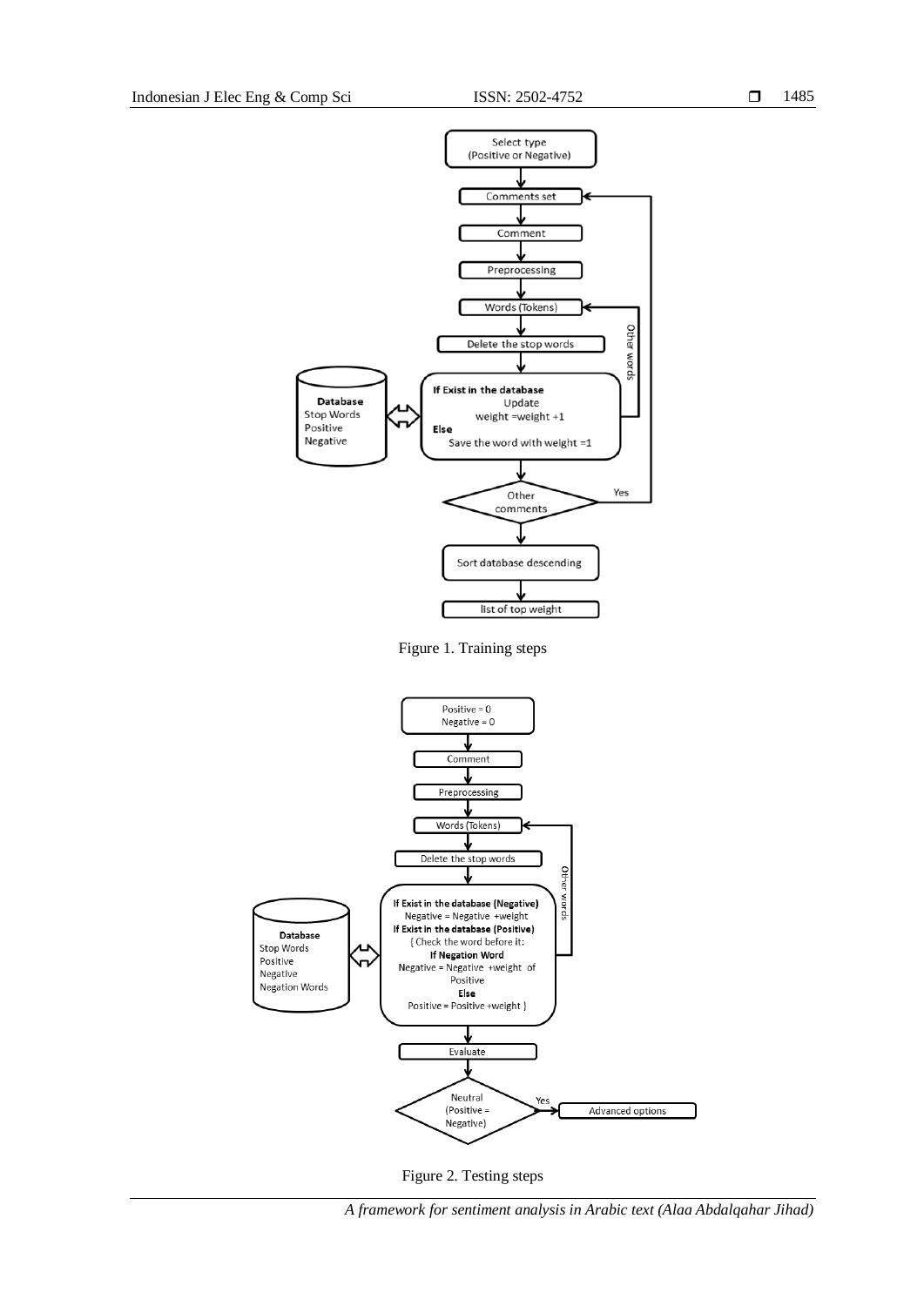Figure 1. Training steps

Figure 2. Testing steps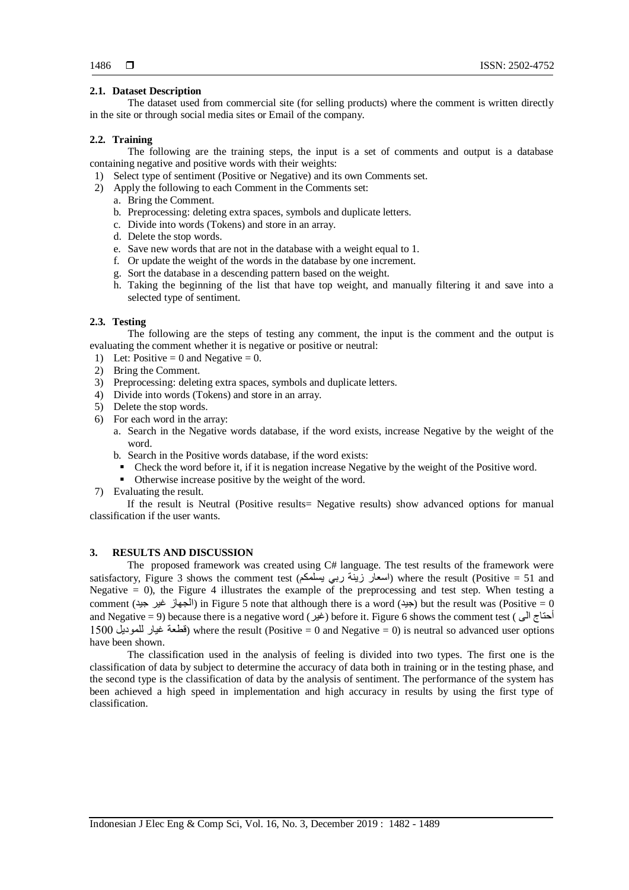### 2.1. Dataset Description

The dataset used from commercial site (for selling products) where the comment is written directly in the site or through social media sites or Email of the company.

### 2.2. Training

The following are the training steps, the input is a set of comments and output is a database containing negative and positive words with their weights:

1) Select type of sentiment (Positive or Negative) and its own Comments set.
2) Apply the following to each Comment in the Comments set:
   a. Bring the Comment.
   b. Preprocessing: deleting extra spaces, symbols and duplicate letters.
   c. Divide into words (Tokens) and store in an array.
   d. Delete the stop words.
   e. Save new words that are not in the database with a weight equal to 1.
   f. Or update the weight of the words in the database by one increment.
   g. Sort the database in a descending pattern based on the weight.
   h. Taking the beginning of the list that have top weight, and manually filtering it and save into a selected type of sentiment.

### 2.3. Testing

The following are the steps of testing any comment, the input is the comment and the output is evaluating the comment whether it is negative or positive or neutral:

1) Let: Positive = 0 and Negative = 0.
2) Bring the Comment.
3) Preprocessing: deleting extra spaces, symbols and duplicate letters.
4) Divide into words (Tokens) and store in an array.
5) Delete the stop words.
6) For each word in the array:
   a. Search in the Negative words database, if the word exists, increase Negative by the weight of the word.
   b. Search in the Positive words database, if the word exists:
      - Check the word before it, if it is negation increase Negative by the weight of the Positive word.
      - Otherwise increase positive by the weight of the word.
7) Evaluating the result.

If the result is Neutral (Positive results= Negative results) show advanced options for manual classification if the user wants.

## 3. RESULTS AND DISCUSSION

The proposed framework was created using C# language. The test results of the framework were satisfactory, Figure 3 shows the comment test (اسعار زينة ربي يسلمكم) where the result (Positive = 51 and Negative = 0), the Figure 4 illustrates the example of the preprocessing and test step. When testing a comment (الجهاز غير جيد) in Figure 5 note that although there is a word (جيد) but the result was (Positive = 0 and Negative = 9) because there is a negative word (غير) before it. Figure 6 shows the comment test (أحتاج الى قطعة غيار للموديل 1500) where the result (Positive = 0 and Negative = 0) is neutral so advanced user options have been shown.

The classification used in the analysis of feeling is divided into two types. The first one is the classification of data by subject to determine the accuracy of data both in training or in the testing phase, and the second type is the classification of data by the analysis of sentiment. The performance of the system has been achieved a high speed in implementation and high accuracy in results by using the first type of classification.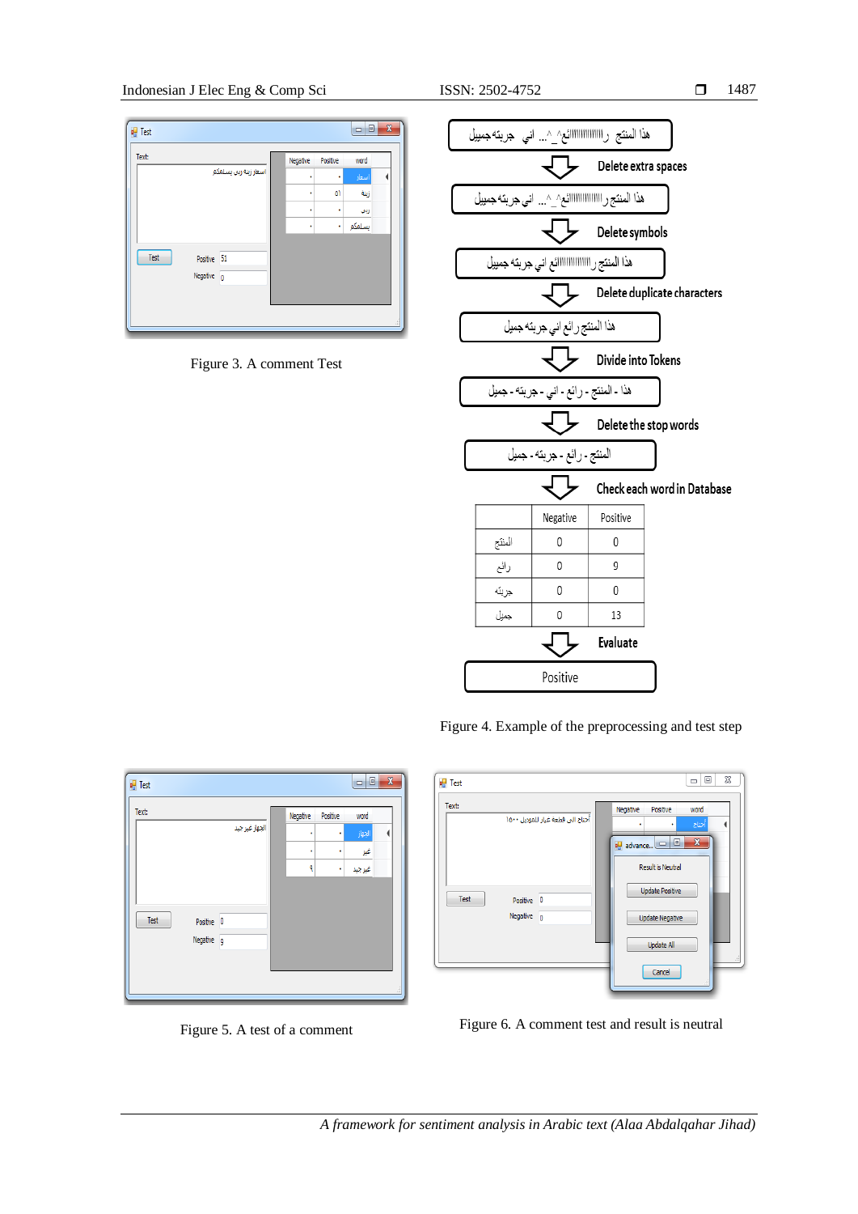Figure 3. A comment Test

Figure 4. Example of the preprocessing and test step

Figure 5. A test of a comment

Figure 6. A comment test and result is neutral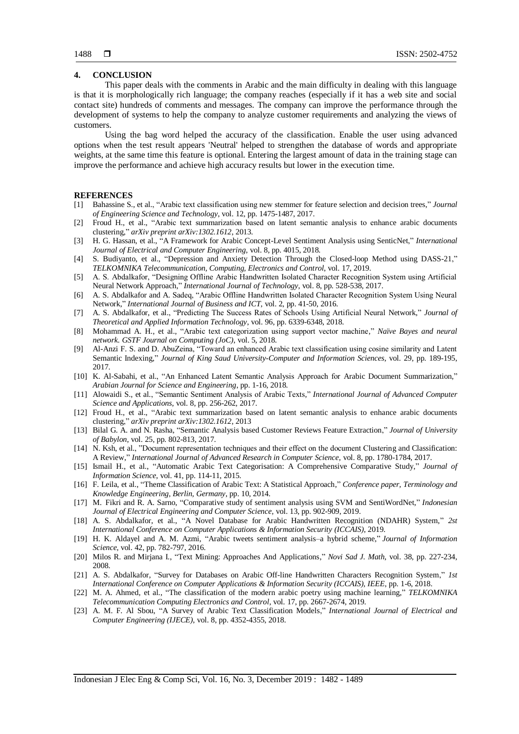## 4. CONCLUSION

This paper deals with the comments in Arabic and the main difficulty in dealing with this language is that it is morphologically rich language; the company reaches (especially if it has a web site and social contact site) hundreds of comments and messages. The company can improve the performance through the development of systems to help the company to analyze customer requirements and analyzing the views of customers.

Using the bag word helped the accuracy of the classification. Enable the user using advanced options when the test result appears 'Neutral' helped to strengthen the database of words and appropriate weights, at the same time this feature is optional. Entering the largest amount of data in the training stage can improve the performance and achieve high accuracy results but lower in the execution time.

## REFERENCES

[1] Bahassine S., et al., "Arabic text classification using new stemmer for feature selection and decision trees," *Journal of Engineering Science and Technology*, vol. 12, pp. 1475-1487, 2017.

[2] Froud H., et al., "Arabic text summarization based on latent semantic analysis to enhance arabic documents clustering," *arXiv preprint arXiv:1302.1612*, 2013.

[3] H. G. Hassan, et al., "A Framework for Arabic Concept-Level Sentiment Analysis using SenticNet," *International Journal of Electrical and Computer Engineering*, vol. 8, pp. 4015, 2018.

[4] S. Budiyanto, et al., "Depression and Anxiety Detection Through the Closed-loop Method using DASS-21," *TELKOMNIKA Telecommunication, Computing, Electronics and Control*, vol. 17, 2019.

[5] A. S. Abdalkafor, "Designing Offline Arabic Handwritten Isolated Character Recognition System using Artificial Neural Network Approach," *International Journal of Technology*, vol. 8, pp. 528-538, 2017.

[6] A. S. Abdalkafor and A. Sadeq, "Arabic Offline Handwritten Isolated Character Recognition System Using Neural Network," *International Journal of Business and ICT*, vol. 2, pp. 41-50, 2016.

[7] A. S. Abdalkafor, et al., "Predicting The Success Rates of Schools Using Artificial Neural Network," *Journal of Theoretical and Applied Information Technology*, vol. 96, pp. 6339-6348, 2018.

[8] Mohammad A. H., et al., "Arabic text categorization using support vector machine," *Naïve Bayes and neural network. GSTF Journal on Computing (JoC)*, vol. 5, 2018.

[9] Al-Anzi F. S. and D. AbuZeina, "Toward an enhanced Arabic text classification using cosine similarity and Latent Semantic Indexing," *Journal of King Saud University-Computer and Information Sciences*, vol. 29, pp. 189-195, 2017.

[10] K. Al-Sabahi, et al., "An Enhanced Latent Semantic Analysis Approach for Arabic Document Summarization," *Arabian Journal for Science and Engineering*, pp. 1-16, 2018.

[11] Alowaidi S., et al., "Semantic Sentiment Analysis of Arabic Texts," *International Journal of Advanced Computer Science and Applications*, vol. 8, pp. 256-262, 2017.

[12] Froud H., et al., "Arabic text summarization based on latent semantic analysis to enhance arabic documents clustering," *arXiv preprint arXiv:1302.1612*, 2013

[13] Bilal G. A. and N. Rasha, "Semantic Analysis based Customer Reviews Feature Extraction," *Journal of University of Babylon*, vol. 25, pp. 802-813, 2017.

[14] N. Ksh, et al., "Document representation techniques and their effect on the document Clustering and Classification: A Review," *International Journal of Advanced Research in Computer Science*, vol. 8, pp. 1780-1784, 2017.

[15] Ismail H., et al., "Automatic Arabic Text Categorisation: A Comprehensive Comparative Study," *Journal of Information Science*, vol. 41, pp. 114-11, 2015.

[16] F. Leila, et al., "Theme Classification of Arabic Text: A Statistical Approach," *Conference paper, Terminology and Knowledge Engineering, Berlin, Germany*, pp. 10, 2014.

[17] M. Fikri and R. A. Sarno, "Comparative study of sentiment analysis using SVM and SentiWordNet," *Indonesian Journal of Electrical Engineering and Computer Science*, vol. 13, pp. 902-909, 2019.

[18] A. S. Abdalkafor, et al., "A Novel Database for Arabic Handwritten Recognition (NDAHR) System," *2st International Conference on Computer Applications & Information Security (ICCAIS)*, 2019.

[19] H. K. Aldayel and A. M. Azmi, "Arabic tweets sentiment analysis–a hybrid scheme," *Journal of Information Science*, vol. 42, pp. 782-797, 2016.

[20] Milos R. and Mirjana I., "Text Mining: Approaches And Applications," *Novi Sad J. Math*, vol. 38, pp. 227-234, 2008.

[21] A. S. Abdalkafor, "Survey for Databases on Arabic Off-line Handwritten Characters Recognition System," *1st International Conference on Computer Applications & Information Security (ICCAIS), IEEE*, pp. 1-6, 2018.

[22] M. A. Ahmed, et al., "The classification of the modern arabic poetry using machine learning," *TELKOMNIKA Telecommunication Computing Electronics and Control*, vol. 17, pp. 2667-2674, 2019.

[23] A. M. F. Al Sbou, "A Survey of Arabic Text Classification Models," *International Journal of Electrical and Computer Engineering (IJECE)*, vol. 8, pp. 4352-4355, 2018.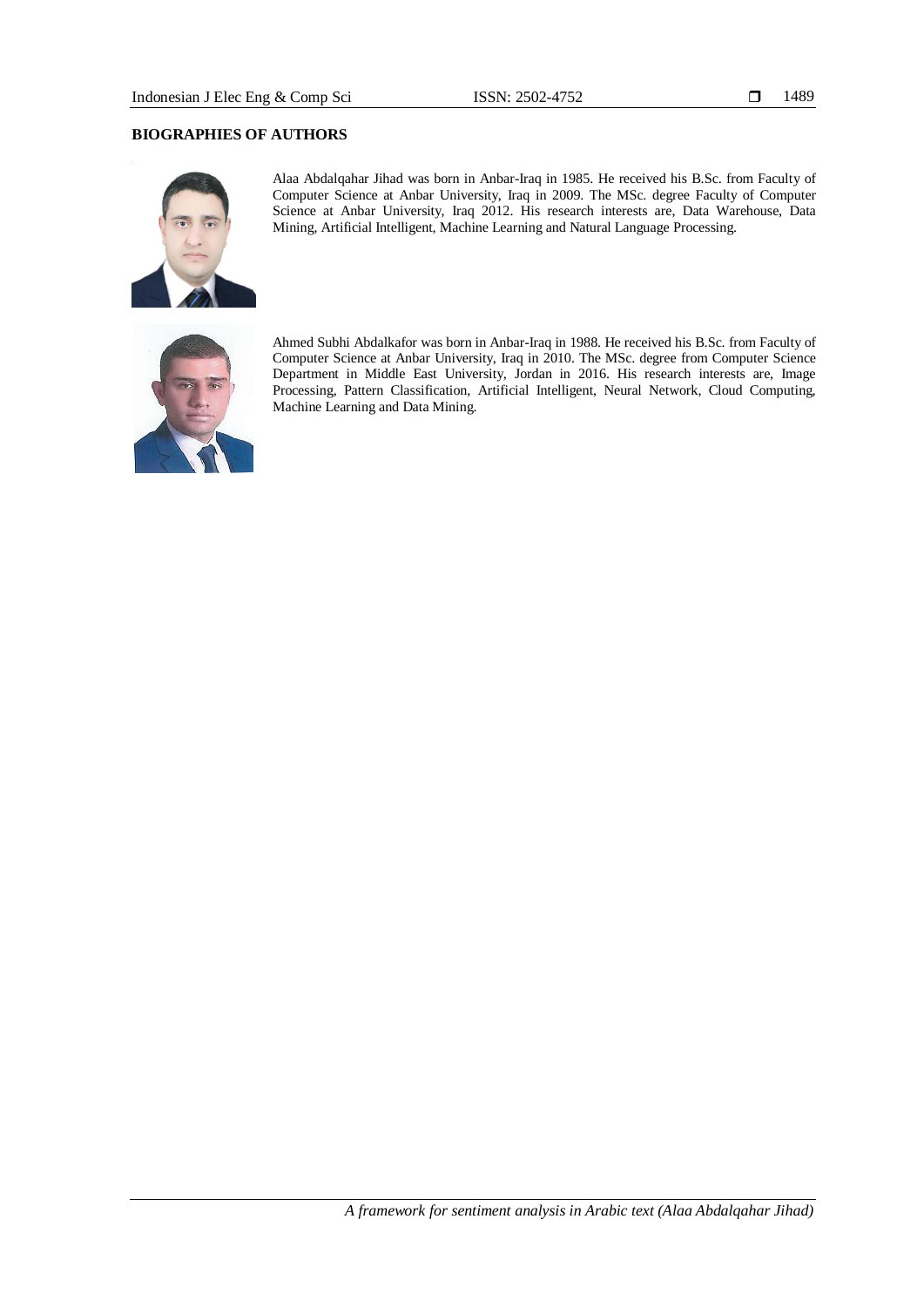**BIOGRAPHIES OF AUTHORS**

Alaa Abdalqahar Jihad was born in Anbar-Iraq in 1985. He received his B.Sc. from Faculty of Computer Science at Anbar University, Iraq in 2009. The MSc. degree Faculty of Computer Science at Anbar University, Iraq 2012. His research interests are, Data Warehouse, Data Mining, Artificial Intelligent, Machine Learning and Natural Language Processing.

Ahmed Subhi Abdalkafor was born in Anbar-Iraq in 1988. He received his B.Sc. from Faculty of Computer Science at Anbar University, Iraq in 2010. The MSc. degree from Computer Science Department in Middle East University, Jordan in 2016. His research interests are, Image Processing, Pattern Classification, Artificial Intelligent, Neural Network, Cloud Computing, Machine Learning and Data Mining.